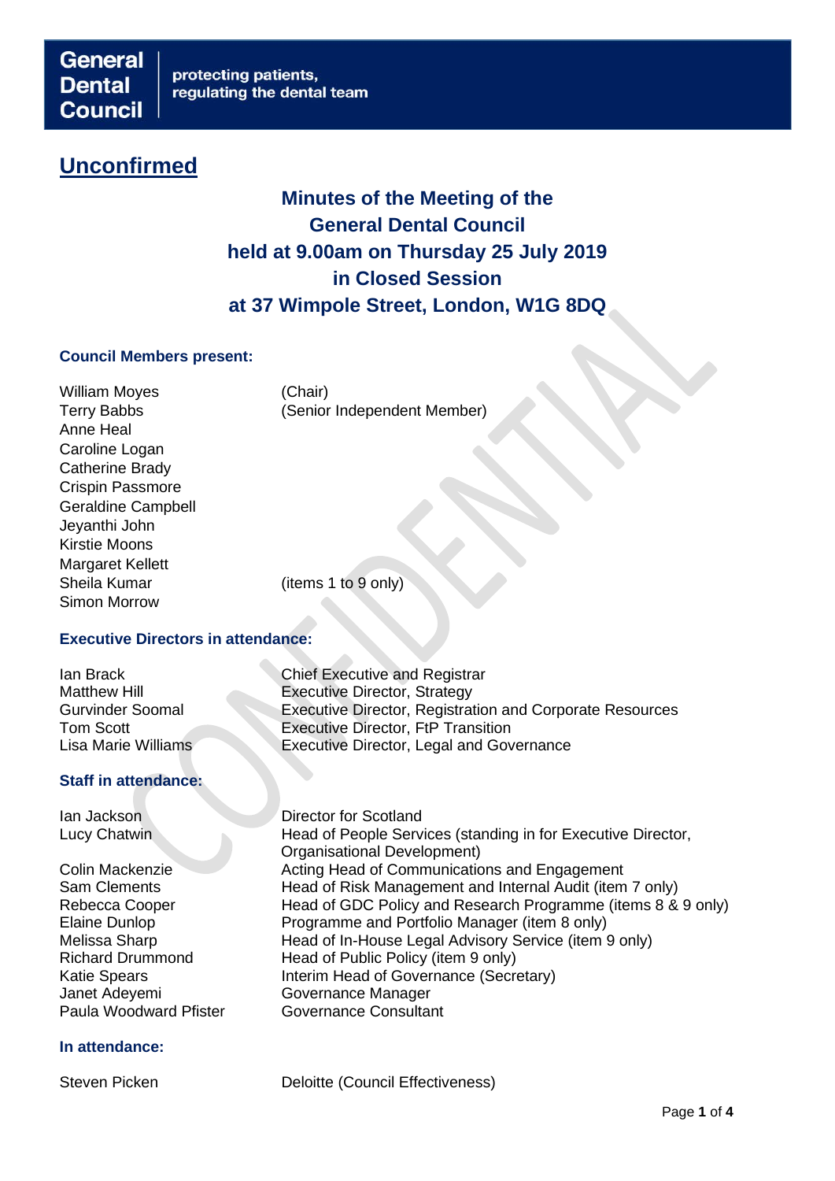General Dental Council | protecting patients, regulating the dental team

# Unconfirmed

## Minutes of the Meeting of the General Dental Council held at 9.00am on Thursday 25 July 2019 in Closed Session at 37 Wimpole Street, London, W1G 8DQ

### Council Members present:

| | |
|---|---|
| William Moyes | (Chair) |
| Terry Babbs | (Senior Independent Member) |
| Anne Heal | |
| Caroline Logan | |
| Catherine Brady | |
| Crispin Passmore | |
| Geraldine Campbell | |
| Jeyanthi John | |
| Kirstie Moons | |
| Margaret Kellett | |
| Sheila Kumar | (items 1 to 9 only) |
| Simon Morrow | |

### Executive Directors in attendance:

| | |
|---|---|
| Ian Brack | Chief Executive and Registrar |
| Matthew Hill | Executive Director, Strategy |
| Gurvinder Soomal | Executive Director, Registration and Corporate Resources |
| Tom Scott | Executive Director, FtP Transition |
| Lisa Marie Williams | Executive Director, Legal and Governance |

### Staff in attendance:

| | |
|---|---|
| Ian Jackson | Director for Scotland |
| Lucy Chatwin | Head of People Services (standing in for Executive Director, Organisational Development) |
| Colin Mackenzie | Acting Head of Communications and Engagement |
| Sam Clements | Head of Risk Management and Internal Audit (item 7 only) |
| Rebecca Cooper | Head of GDC Policy and Research Programme (items 8 & 9 only) |
| Elaine Dunlop | Programme and Portfolio Manager (item 8 only) |
| Melissa Sharp | Head of In-House Legal Advisory Service (item 9 only) |
| Richard Drummond | Head of Public Policy (item 9 only) |
| Katie Spears | Interim Head of Governance (Secretary) |
| Janet Adeyemi | Governance Manager |
| Paula Woodward Pfister | Governance Consultant |

### In attendance:

| | |
|---|---|
| Steven Picken | Deloitte (Council Effectiveness) |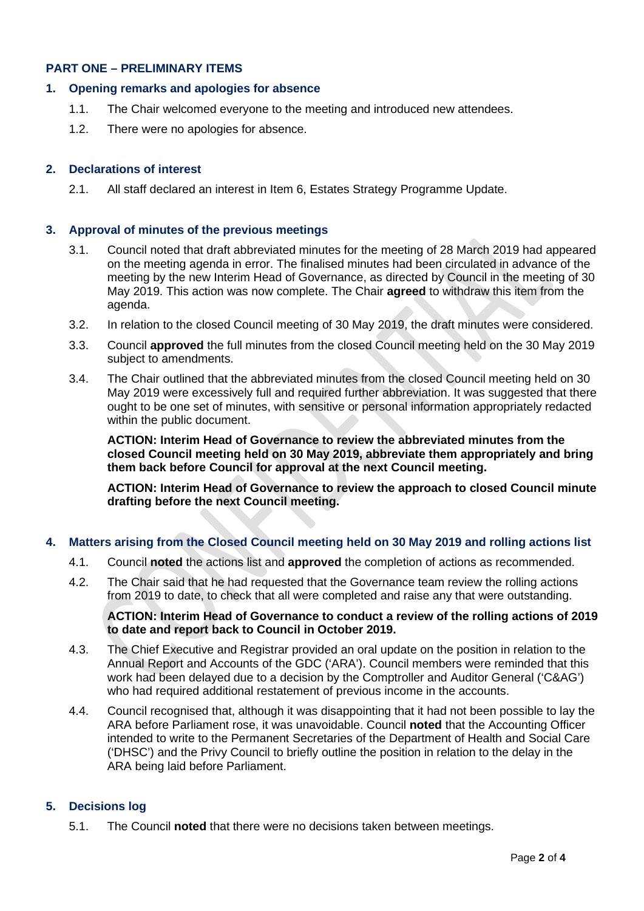## PART ONE – PRELIMINARY ITEMS

### 1. Opening remarks and apologies for absence

1.1. The Chair welcomed everyone to the meeting and introduced new attendees.

1.2. There were no apologies for absence.

### 2. Declarations of interest

2.1. All staff declared an interest in Item 6, Estates Strategy Programme Update.

### 3. Approval of minutes of the previous meetings

3.1. Council noted that draft abbreviated minutes for the meeting of 28 March 2019 had appeared on the meeting agenda in error. The finalised minutes had been circulated in advance of the meeting by the new Interim Head of Governance, as directed by Council in the meeting of 30 May 2019. This action was now complete. The Chair **agreed** to withdraw this item from the agenda.

3.2. In relation to the closed Council meeting of 30 May 2019, the draft minutes were considered.

3.3. Council **approved** the full minutes from the closed Council meeting held on the 30 May 2019 subject to amendments.

3.4. The Chair outlined that the abbreviated minutes from the closed Council meeting held on 30 May 2019 were excessively full and required further abbreviation. It was suggested that there ought to be one set of minutes, with sensitive or personal information appropriately redacted within the public document.

**ACTION: Interim Head of Governance to review the abbreviated minutes from the closed Council meeting held on 30 May 2019, abbreviate them appropriately and bring them back before Council for approval at the next Council meeting.**

**ACTION: Interim Head of Governance to review the approach to closed Council minute drafting before the next Council meeting.**

### 4. Matters arising from the Closed Council meeting held on 30 May 2019 and rolling actions list

4.1. Council **noted** the actions list and **approved** the completion of actions as recommended.

4.2. The Chair said that he had requested that the Governance team review the rolling actions from 2019 to date, to check that all were completed and raise any that were outstanding.

**ACTION: Interim Head of Governance to conduct a review of the rolling actions of 2019 to date and report back to Council in October 2019.**

4.3. The Chief Executive and Registrar provided an oral update on the position in relation to the Annual Report and Accounts of the GDC ('ARA'). Council members were reminded that this work had been delayed due to a decision by the Comptroller and Auditor General ('C&AG') who had required additional restatement of previous income in the accounts.

4.4. Council recognised that, although it was disappointing that it had not been possible to lay the ARA before Parliament rose, it was unavoidable. Council **noted** that the Accounting Officer intended to write to the Permanent Secretaries of the Department of Health and Social Care ('DHSC') and the Privy Council to briefly outline the position in relation to the delay in the ARA being laid before Parliament.

### 5. Decisions log

5.1. The Council **noted** that there were no decisions taken between meetings.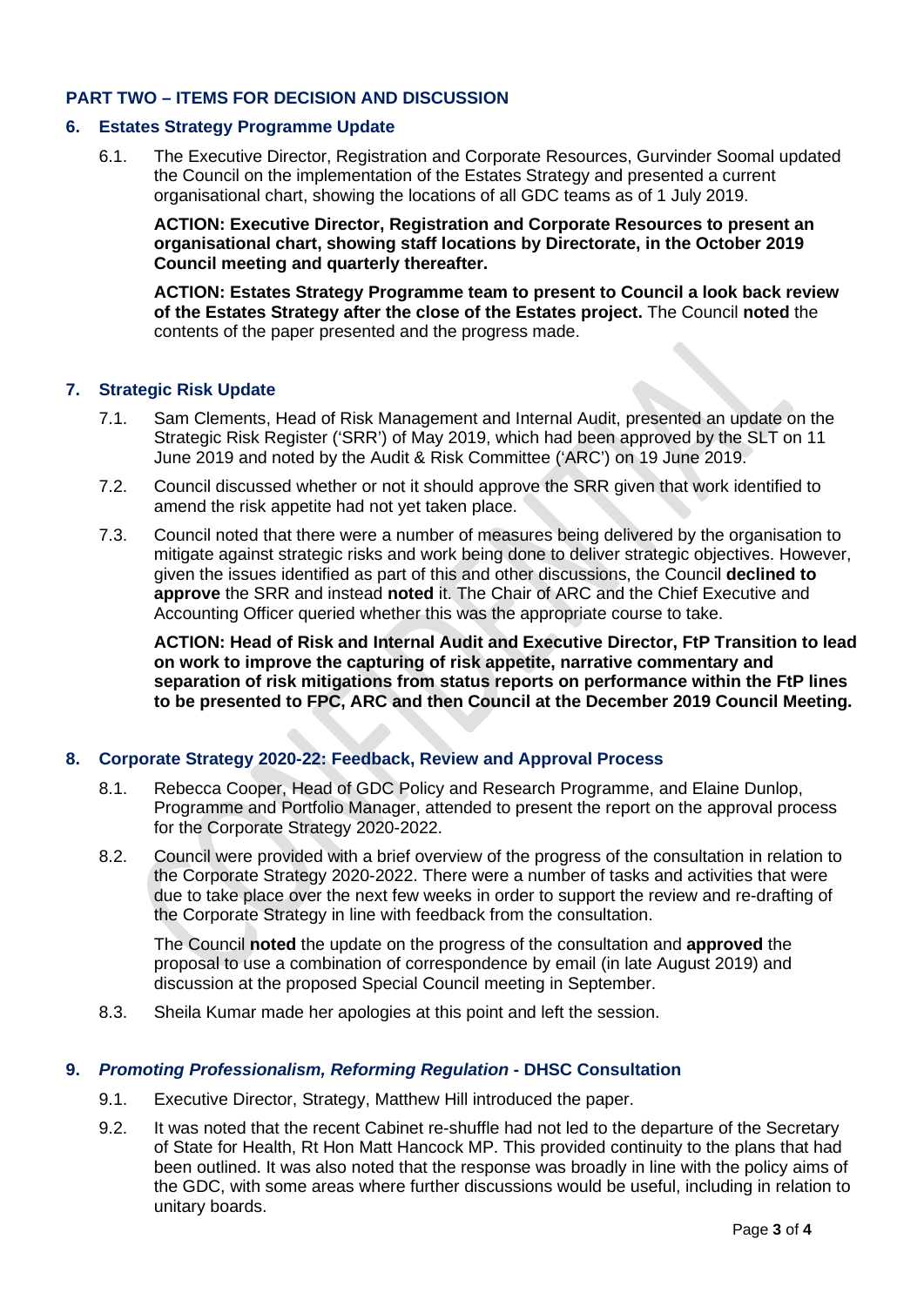## PART TWO – ITEMS FOR DECISION AND DISCUSSION

### 6. Estates Strategy Programme Update

6.1. The Executive Director, Registration and Corporate Resources, Gurvinder Soomal updated the Council on the implementation of the Estates Strategy and presented a current organisational chart, showing the locations of all GDC teams as of 1 July 2019.

**ACTION: Executive Director, Registration and Corporate Resources to present an organisational chart, showing staff locations by Directorate, in the October 2019 Council meeting and quarterly thereafter.**

**ACTION: Estates Strategy Programme team to present to Council a look back review of the Estates Strategy after the close of the Estates project.** The Council **noted** the contents of the paper presented and the progress made.

### 7. Strategic Risk Update

7.1. Sam Clements, Head of Risk Management and Internal Audit, presented an update on the Strategic Risk Register ('SRR') of May 2019, which had been approved by the SLT on 11 June 2019 and noted by the Audit & Risk Committee ('ARC') on 19 June 2019.

7.2. Council discussed whether or not it should approve the SRR given that work identified to amend the risk appetite had not yet taken place.

7.3. Council noted that there were a number of measures being delivered by the organisation to mitigate against strategic risks and work being done to deliver strategic objectives. However, given the issues identified as part of this and other discussions, the Council **declined to approve** the SRR and instead **noted** it. The Chair of ARC and the Chief Executive and Accounting Officer queried whether this was the appropriate course to take.

**ACTION: Head of Risk and Internal Audit and Executive Director, FtP Transition to lead on work to improve the capturing of risk appetite, narrative commentary and separation of risk mitigations from status reports on performance within the FtP lines to be presented to FPC, ARC and then Council at the December 2019 Council Meeting.**

### 8. Corporate Strategy 2020-22: Feedback, Review and Approval Process

8.1. Rebecca Cooper, Head of GDC Policy and Research Programme, and Elaine Dunlop, Programme and Portfolio Manager, attended to present the report on the approval process for the Corporate Strategy 2020-2022.

8.2. Council were provided with a brief overview of the progress of the consultation in relation to the Corporate Strategy 2020-2022. There were a number of tasks and activities that were due to take place over the next few weeks in order to support the review and re-drafting of the Corporate Strategy in line with feedback from the consultation.

The Council **noted** the update on the progress of the consultation and **approved** the proposal to use a combination of correspondence by email (in late August 2019) and discussion at the proposed Special Council meeting in September.

8.3. Sheila Kumar made her apologies at this point and left the session.

### 9. *Promoting Professionalism, Reforming Regulation* - DHSC Consultation

9.1. Executive Director, Strategy, Matthew Hill introduced the paper.

9.2. It was noted that the recent Cabinet re-shuffle had not led to the departure of the Secretary of State for Health, Rt Hon Matt Hancock MP. This provided continuity to the plans that had been outlined. It was also noted that the response was broadly in line with the policy aims of the GDC, with some areas where further discussions would be useful, including in relation to unitary boards.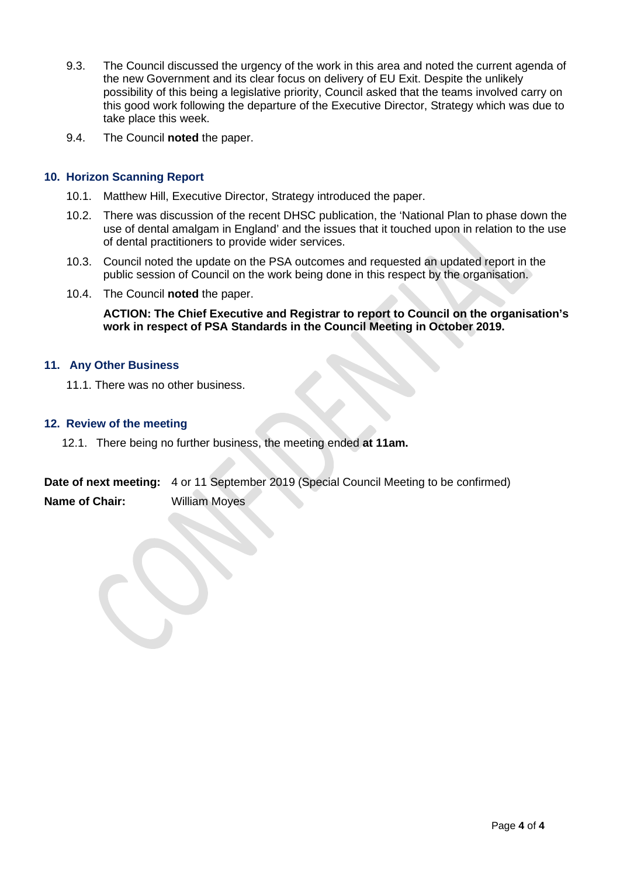9.3. The Council discussed the urgency of the work in this area and noted the current agenda of the new Government and its clear focus on delivery of EU Exit. Despite the unlikely possibility of this being a legislative priority, Council asked that the teams involved carry on this good work following the departure of the Executive Director, Strategy which was due to take place this week.

9.4. The Council **noted** the paper.

## 10. Horizon Scanning Report

10.1. Matthew Hill, Executive Director, Strategy introduced the paper.

10.2. There was discussion of the recent DHSC publication, the 'National Plan to phase down the use of dental amalgam in England' and the issues that it touched upon in relation to the use of dental practitioners to provide wider services.

10.3. Council noted the update on the PSA outcomes and requested an updated report in the public session of Council on the work being done in this respect by the organisation.

10.4. The Council **noted** the paper.

**ACTION: The Chief Executive and Registrar to report to Council on the organisation's work in respect of PSA Standards in the Council Meeting in October 2019.**

## 11. Any Other Business

11.1. There was no other business.

## 12. Review of the meeting

12.1. There being no further business, the meeting ended **at 11am.**

**Date of next meeting:** 4 or 11 September 2019 (Special Council Meeting to be confirmed)

**Name of Chair:** William Moyes